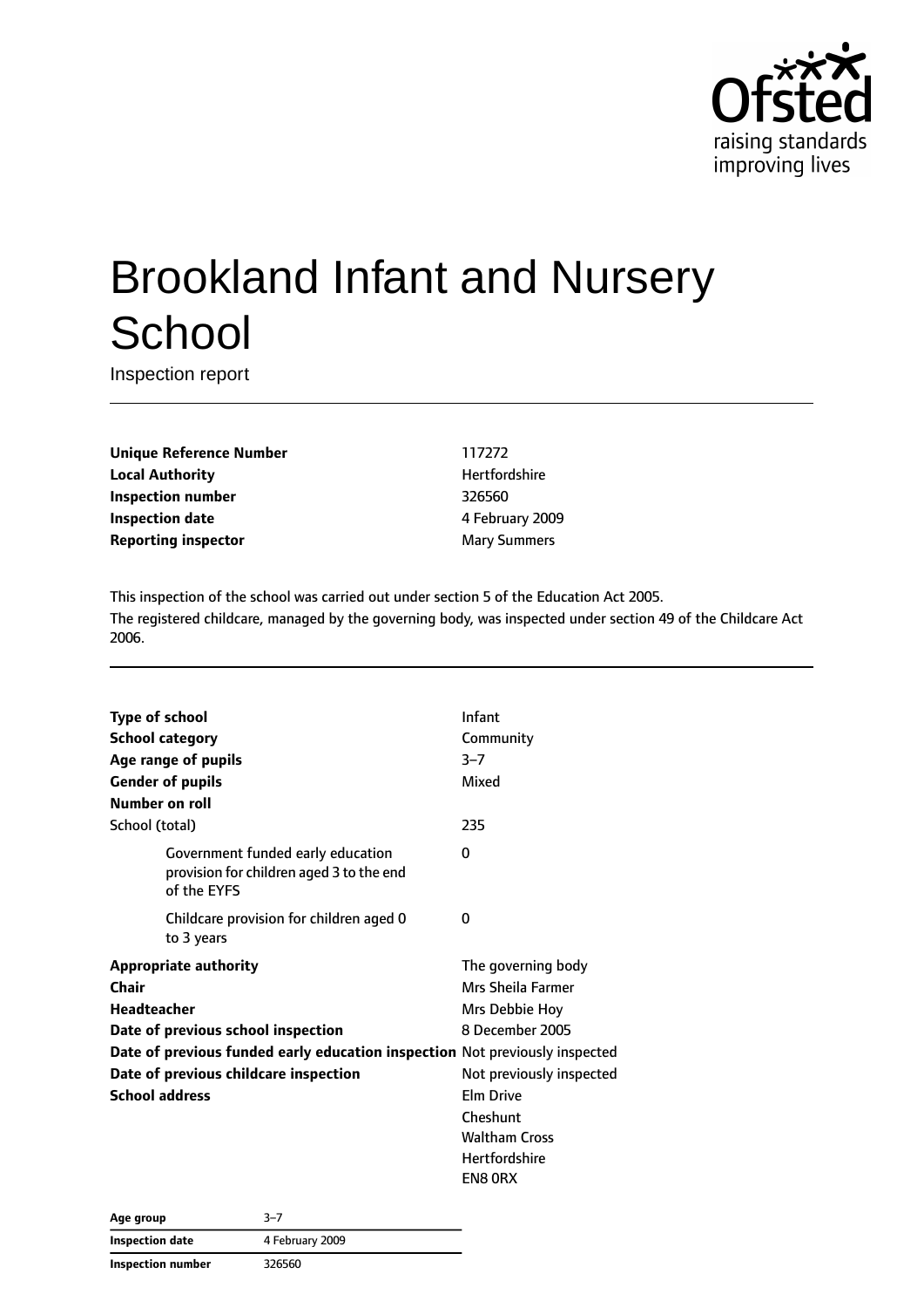# Brookland Infant and Nursery School

Inspection report

| | |
|---|---|
| **Unique Reference Number** | 117272 |
| **Local Authority** | Hertfordshire |
| **Inspection number** | 326560 |
| **Inspection date** | 4 February 2009 |
| **Reporting inspector** | Mary Summers |

This inspection of the school was carried out under section 5 of the Education Act 2005.
The registered childcare, managed by the governing body, was inspected under section 49 of the Childcare Act 2006.

| | |
|---|---|
| **Type of school** | Infant |
| **School category** | Community |
| **Age range of pupils** | 3–7 |
| **Gender of pupils** | Mixed |
| **Number on roll** | |
| School (total) | 235 |
| Government funded early education provision for children aged 3 to the end of the EYFS | 0 |
| Childcare provision for children aged 0 to 3 years | 0 |
| **Appropriate authority** | The governing body |
| **Chair** | Mrs Sheila Farmer |
| **Headteacher** | Mrs Debbie Hoy |
| **Date of previous school inspection** | 8 December 2005 |
| **Date of previous funded early education inspection** | Not previously inspected |
| **Date of previous childcare inspection** | Not previously inspected |
| **School address** | Elm Drive<br>Cheshunt<br>Waltham Cross<br>Hertfordshire<br>EN8 0RX |

| | |
|---|---|
| **Age group** | 3–7 |
| **Inspection date** | 4 February 2009 |
| **Inspection number** | 326560 |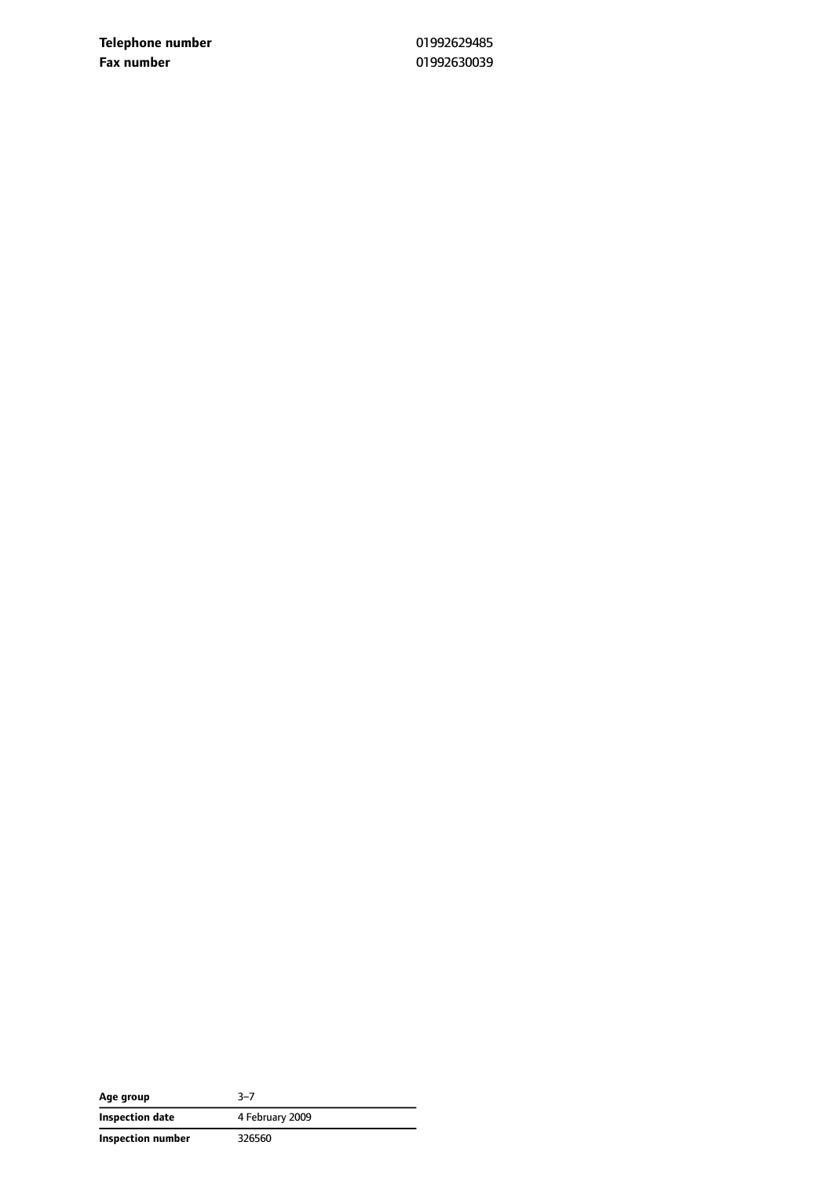| | |
|---|---|
| **Telephone number** | 01992629485 |
| **Fax number** | 01992630039 |

| | |
|---|---|
| **Age group** | 3–7 |
| **Inspection date** | 4 February 2009 |
| **Inspection number** | 326560 |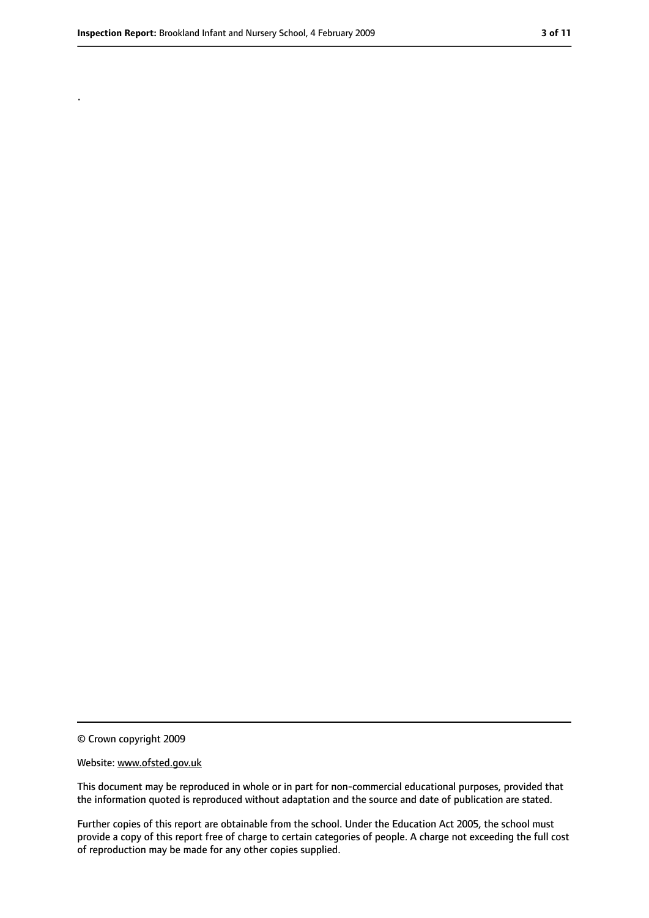.

© Crown copyright 2009

Website: www.ofsted.gov.uk

This document may be reproduced in whole or in part for non-commercial educational purposes, provided that the information quoted is reproduced without adaptation and the source and date of publication are stated.

Further copies of this report are obtainable from the school. Under the Education Act 2005, the school must provide a copy of this report free of charge to certain categories of people. A charge not exceeding the full cost of reproduction may be made for any other copies supplied.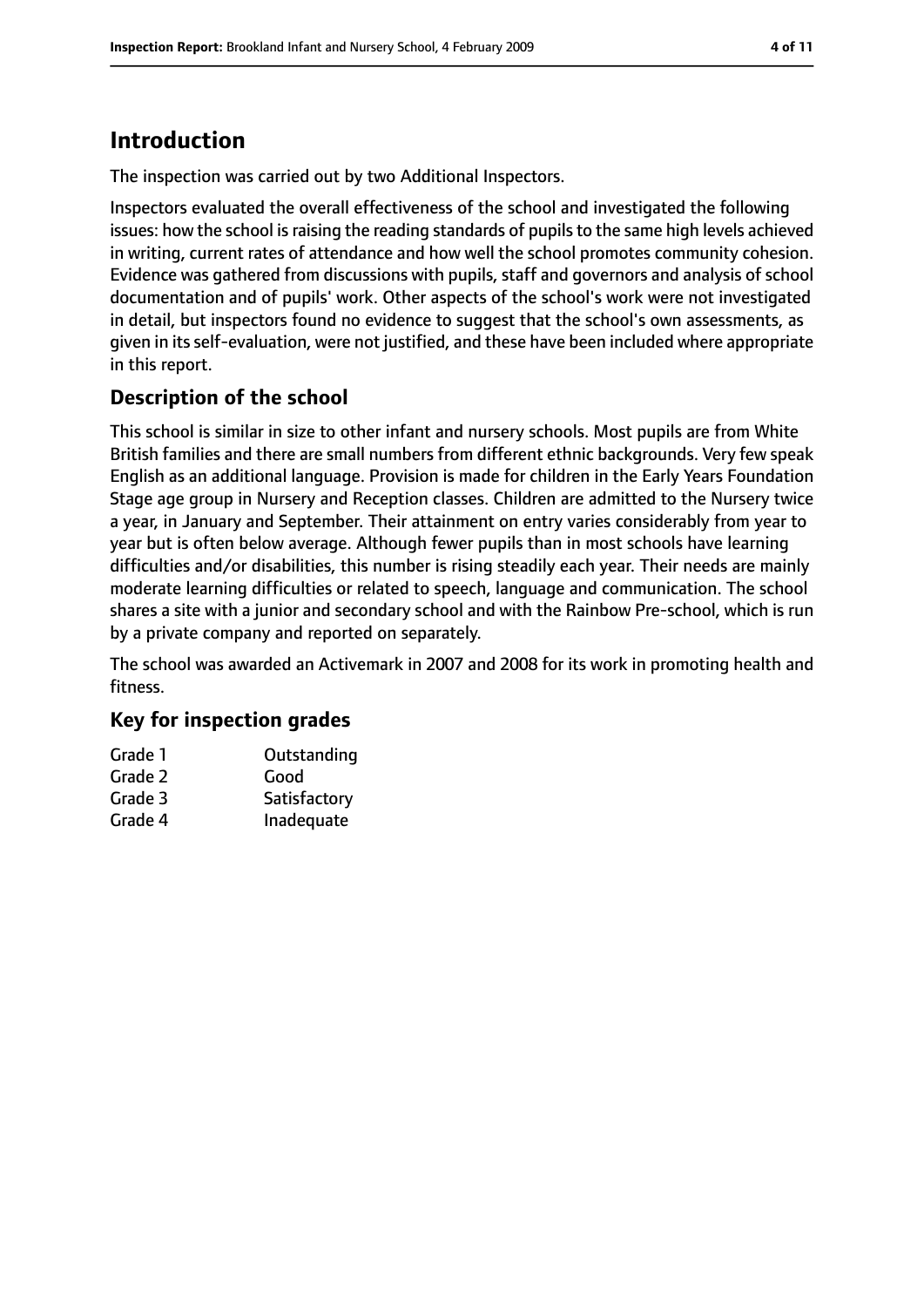# Introduction

The inspection was carried out by two Additional Inspectors.

Inspectors evaluated the overall effectiveness of the school and investigated the following issues: how the school is raising the reading standards of pupils to the same high levels achieved in writing, current rates of attendance and how well the school promotes community cohesion. Evidence was gathered from discussions with pupils, staff and governors and analysis of school documentation and of pupils' work. Other aspects of the school's work were not investigated in detail, but inspectors found no evidence to suggest that the school's own assessments, as given in its self-evaluation, were not justified, and these have been included where appropriate in this report.

## Description of the school

This school is similar in size to other infant and nursery schools. Most pupils are from White British families and there are small numbers from different ethnic backgrounds. Very few speak English as an additional language. Provision is made for children in the Early Years Foundation Stage age group in Nursery and Reception classes. Children are admitted to the Nursery twice a year, in January and September. Their attainment on entry varies considerably from year to year but is often below average. Although fewer pupils than in most schools have learning difficulties and/or disabilities, this number is rising steadily each year. Their needs are mainly moderate learning difficulties or related to speech, language and communication. The school shares a site with a junior and secondary school and with the Rainbow Pre-school, which is run by a private company and reported on separately.

The school was awarded an Activemark in 2007 and 2008 for its work in promoting health and fitness.

## Key for inspection grades

| | |
|---|---|
| Grade 1 | Outstanding |
| Grade 2 | Good |
| Grade 3 | Satisfactory |
| Grade 4 | Inadequate |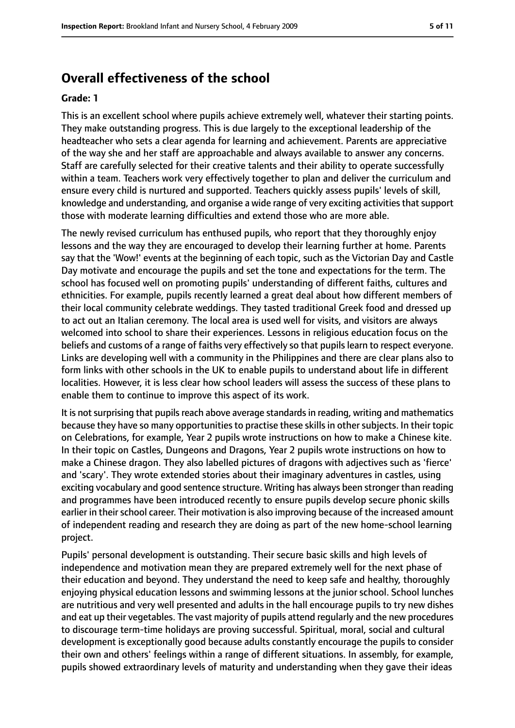## Overall effectiveness of the school

**Grade: 1**

This is an excellent school where pupils achieve extremely well, whatever their starting points. They make outstanding progress. This is due largely to the exceptional leadership of the headteacher who sets a clear agenda for learning and achievement. Parents are appreciative of the way she and her staff are approachable and always available to answer any concerns. Staff are carefully selected for their creative talents and their ability to operate successfully within a team. Teachers work very effectively together to plan and deliver the curriculum and ensure every child is nurtured and supported. Teachers quickly assess pupils' levels of skill, knowledge and understanding, and organise a wide range of very exciting activities that support those with moderate learning difficulties and extend those who are more able.

The newly revised curriculum has enthused pupils, who report that they thoroughly enjoy lessons and the way they are encouraged to develop their learning further at home. Parents say that the 'Wow!' events at the beginning of each topic, such as the Victorian Day and Castle Day motivate and encourage the pupils and set the tone and expectations for the term. The school has focused well on promoting pupils' understanding of different faiths, cultures and ethnicities. For example, pupils recently learned a great deal about how different members of their local community celebrate weddings. They tasted traditional Greek food and dressed up to act out an Italian ceremony. The local area is used well for visits, and visitors are always welcomed into school to share their experiences. Lessons in religious education focus on the beliefs and customs of a range of faiths very effectively so that pupils learn to respect everyone. Links are developing well with a community in the Philippines and there are clear plans also to form links with other schools in the UK to enable pupils to understand about life in different localities. However, it is less clear how school leaders will assess the success of these plans to enable them to continue to improve this aspect of its work.

It is not surprising that pupils reach above average standards in reading, writing and mathematics because they have so many opportunities to practise these skills in other subjects. In their topic on Celebrations, for example, Year 2 pupils wrote instructions on how to make a Chinese kite. In their topic on Castles, Dungeons and Dragons, Year 2 pupils wrote instructions on how to make a Chinese dragon. They also labelled pictures of dragons with adjectives such as 'fierce' and 'scary'. They wrote extended stories about their imaginary adventures in castles, using exciting vocabulary and good sentence structure. Writing has always been stronger than reading and programmes have been introduced recently to ensure pupils develop secure phonic skills earlier in their school career. Their motivation is also improving because of the increased amount of independent reading and research they are doing as part of the new home-school learning project.

Pupils' personal development is outstanding. Their secure basic skills and high levels of independence and motivation mean they are prepared extremely well for the next phase of their education and beyond. They understand the need to keep safe and healthy, thoroughly enjoying physical education lessons and swimming lessons at the junior school. School lunches are nutritious and very well presented and adults in the hall encourage pupils to try new dishes and eat up their vegetables. The vast majority of pupils attend regularly and the new procedures to discourage term-time holidays are proving successful. Spiritual, moral, social and cultural development is exceptionally good because adults constantly encourage the pupils to consider their own and others' feelings within a range of different situations. In assembly, for example, pupils showed extraordinary levels of maturity and understanding when they gave their ideas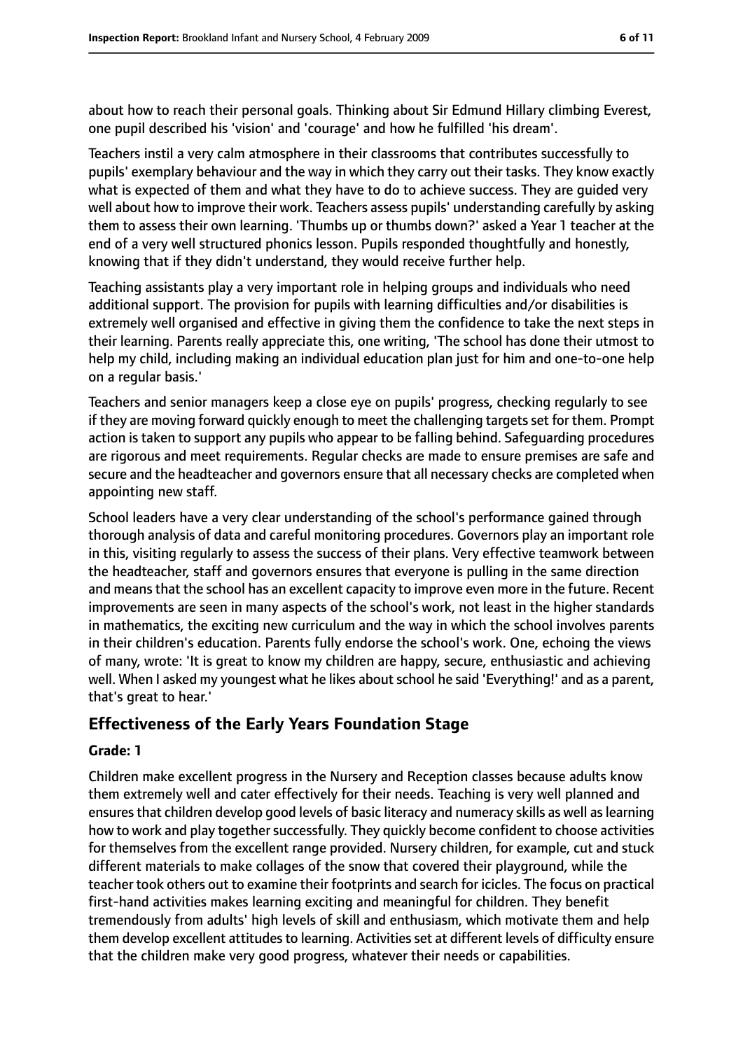about how to reach their personal goals. Thinking about Sir Edmund Hillary climbing Everest, one pupil described his 'vision' and 'courage' and how he fulfilled 'his dream'.

Teachers instil a very calm atmosphere in their classrooms that contributes successfully to pupils' exemplary behaviour and the way in which they carry out their tasks. They know exactly what is expected of them and what they have to do to achieve success. They are guided very well about how to improve their work. Teachers assess pupils' understanding carefully by asking them to assess their own learning. 'Thumbs up or thumbs down?' asked a Year 1 teacher at the end of a very well structured phonics lesson. Pupils responded thoughtfully and honestly, knowing that if they didn't understand, they would receive further help.

Teaching assistants play a very important role in helping groups and individuals who need additional support. The provision for pupils with learning difficulties and/or disabilities is extremely well organised and effective in giving them the confidence to take the next steps in their learning. Parents really appreciate this, one writing, 'The school has done their utmost to help my child, including making an individual education plan just for him and one-to-one help on a regular basis.'

Teachers and senior managers keep a close eye on pupils' progress, checking regularly to see if they are moving forward quickly enough to meet the challenging targets set for them. Prompt action is taken to support any pupils who appear to be falling behind. Safeguarding procedures are rigorous and meet requirements. Regular checks are made to ensure premises are safe and secure and the headteacher and governors ensure that all necessary checks are completed when appointing new staff.

School leaders have a very clear understanding of the school's performance gained through thorough analysis of data and careful monitoring procedures. Governors play an important role in this, visiting regularly to assess the success of their plans. Very effective teamwork between the headteacher, staff and governors ensures that everyone is pulling in the same direction and means that the school has an excellent capacity to improve even more in the future. Recent improvements are seen in many aspects of the school's work, not least in the higher standards in mathematics, the exciting new curriculum and the way in which the school involves parents in their children's education. Parents fully endorse the school's work. One, echoing the views of many, wrote: 'It is great to know my children are happy, secure, enthusiastic and achieving well. When I asked my youngest what he likes about school he said 'Everything!' and as a parent, that's great to hear.'

## Effectiveness of the Early Years Foundation Stage

**Grade: 1**

Children make excellent progress in the Nursery and Reception classes because adults know them extremely well and cater effectively for their needs. Teaching is very well planned and ensures that children develop good levels of basic literacy and numeracy skills as well as learning how to work and play together successfully. They quickly become confident to choose activities for themselves from the excellent range provided. Nursery children, for example, cut and stuck different materials to make collages of the snow that covered their playground, while the teacher took others out to examine their footprints and search for icicles. The focus on practical first-hand activities makes learning exciting and meaningful for children. They benefit tremendously from adults' high levels of skill and enthusiasm, which motivate them and help them develop excellent attitudes to learning. Activities set at different levels of difficulty ensure that the children make very good progress, whatever their needs or capabilities.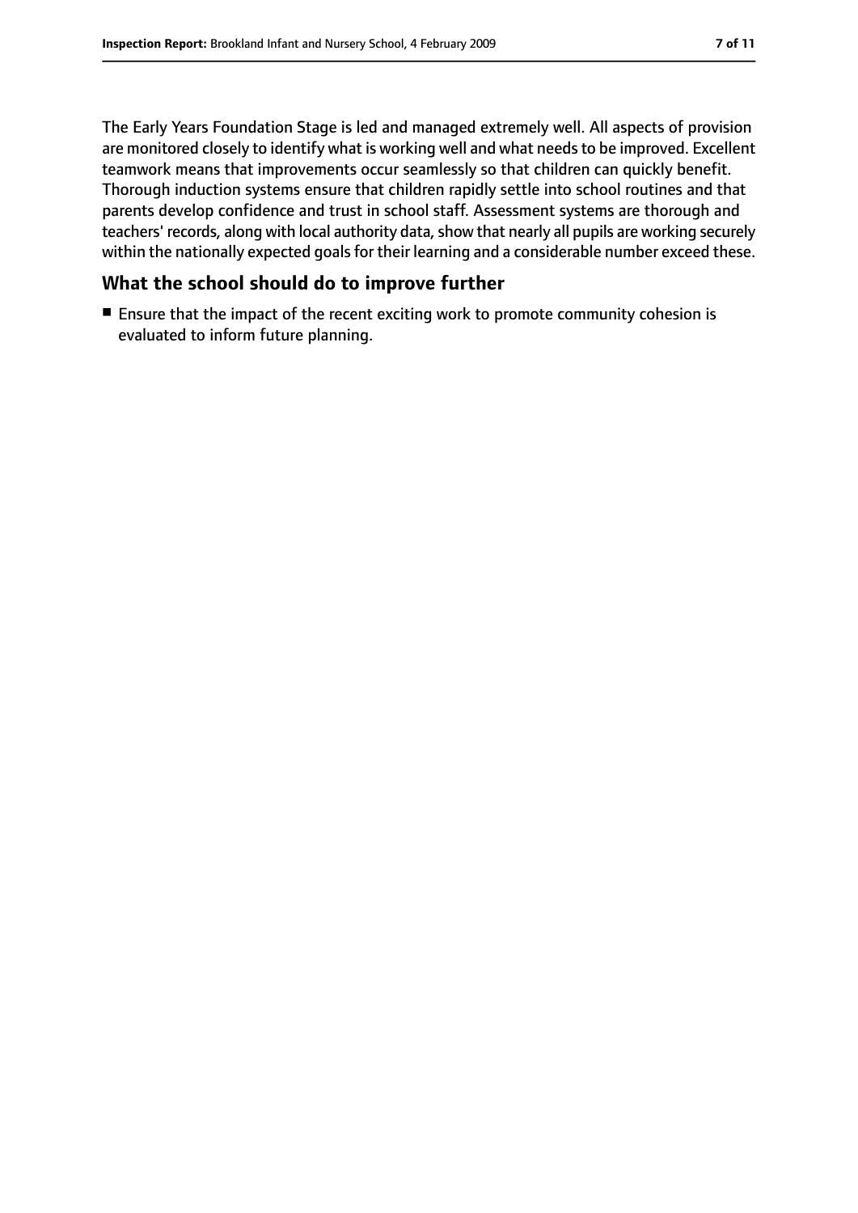The Early Years Foundation Stage is led and managed extremely well. All aspects of provision are monitored closely to identify what is working well and what needs to be improved. Excellent teamwork means that improvements occur seamlessly so that children can quickly benefit. Thorough induction systems ensure that children rapidly settle into school routines and that parents develop confidence and trust in school staff. Assessment systems are thorough and teachers' records, along with local authority data, show that nearly all pupils are working securely within the nationally expected goals for their learning and a considerable number exceed these.

## What the school should do to improve further

- Ensure that the impact of the recent exciting work to promote community cohesion is evaluated to inform future planning.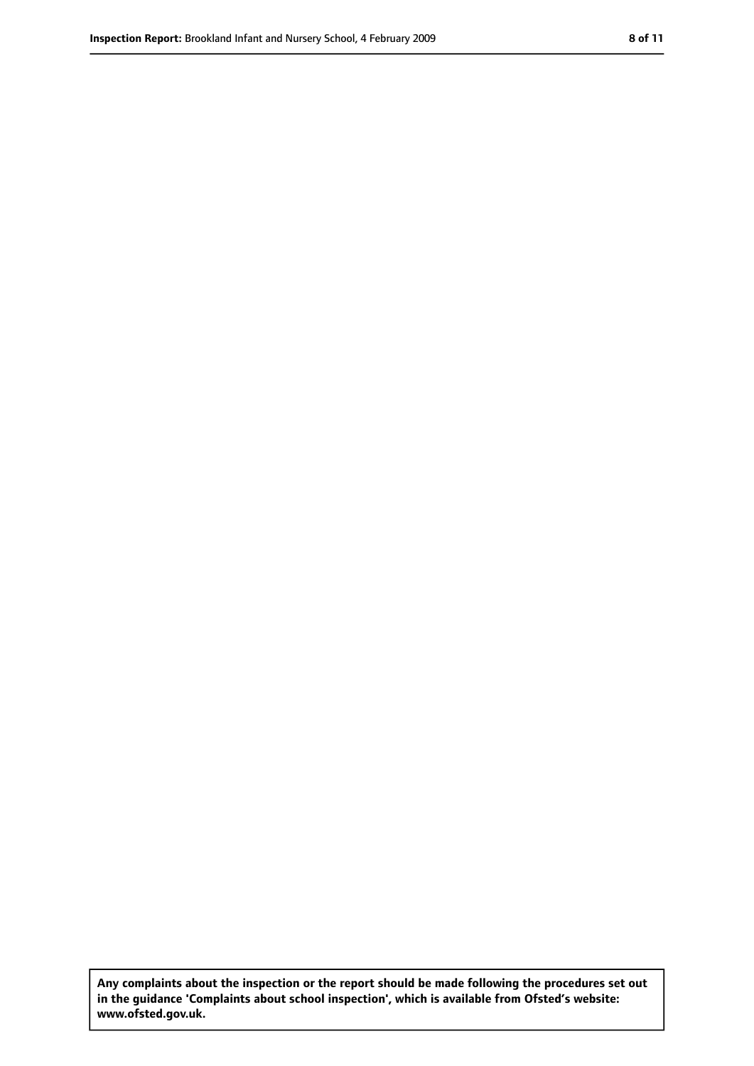**Any complaints about the inspection or the report should be made following the procedures set out in the guidance 'Complaints about school inspection', which is available from Ofsted's website: www.ofsted.gov.uk.**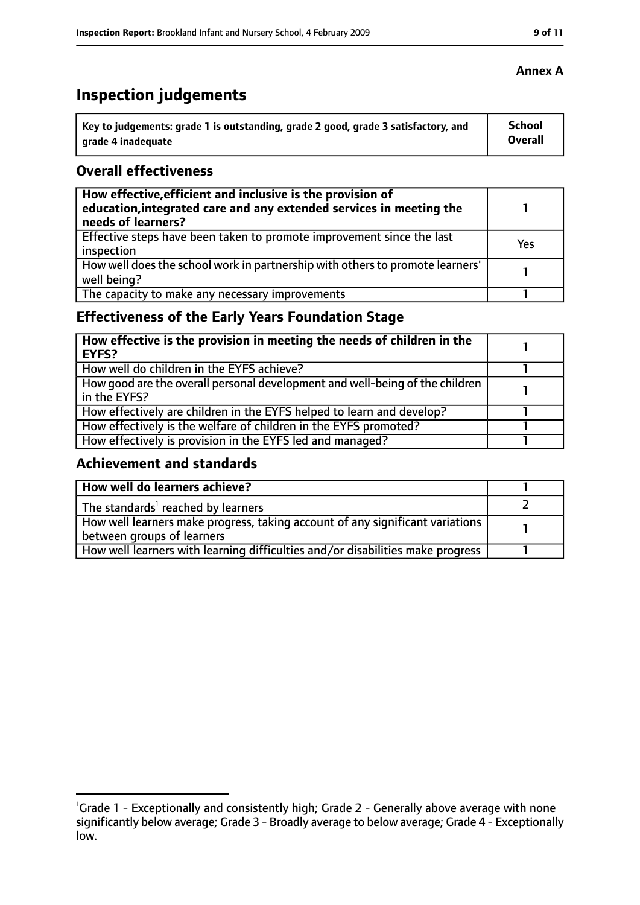**Annex A**

# Inspection judgements

| Key to judgements: grade 1 is outstanding, grade 2 good, grade 3 satisfactory, and grade 4 inadequate | School Overall |
|---|---|

## Overall effectiveness

| | |
|---|---|
| **How effective, efficient and inclusive is the provision of education, integrated care and any extended services in meeting the needs of learners?** | 1 |
| Effective steps have been taken to promote improvement since the last inspection | Yes |
| How well does the school work in partnership with others to promote learners' well being? | 1 |
| The capacity to make any necessary improvements | 1 |

## Effectiveness of the Early Years Foundation Stage

| | |
|---|---|
| **How effective is the provision in meeting the needs of children in the EYFS?** | 1 |
| How well do children in the EYFS achieve? | 1 |
| How good are the overall personal development and well-being of the children in the EYFS? | 1 |
| How effectively are children in the EYFS helped to learn and develop? | 1 |
| How effectively is the welfare of children in the EYFS promoted? | 1 |
| How effectively is provision in the EYFS led and managed? | 1 |

## Achievement and standards

| | |
|---|---|
| **How well do learners achieve?** | 1 |
| The standards[1] reached by learners | 2 |
| How well learners make progress, taking account of any significant variations between groups of learners | 1 |
| How well learners with learning difficulties and/or disabilities make progress | 1 |

[1] Grade 1 - Exceptionally and consistently high; Grade 2 - Generally above average with none significantly below average; Grade 3 - Broadly average to below average; Grade 4 - Exceptionally low.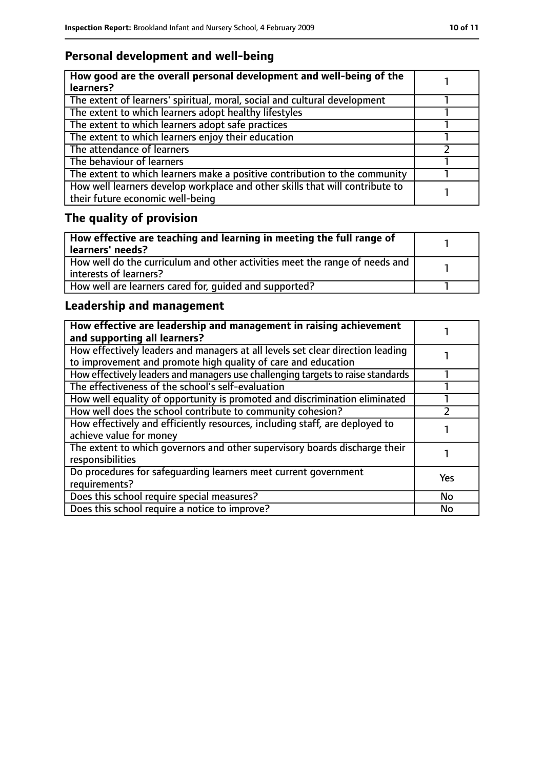## Personal development and well-being

| How good are the overall personal development and well-being of the learners? | 1 |
|---|---|
| The extent of learners' spiritual, moral, social and cultural development | 1 |
| The extent to which learners adopt healthy lifestyles | 1 |
| The extent to which learners adopt safe practices | 1 |
| The extent to which learners enjoy their education | 1 |
| The attendance of learners | 2 |
| The behaviour of learners | 1 |
| The extent to which learners make a positive contribution to the community | 1 |
| How well learners develop workplace and other skills that will contribute to their future economic well-being | 1 |

## The quality of provision

| How effective are teaching and learning in meeting the full range of learners' needs? | 1 |
|---|---|
| How well do the curriculum and other activities meet the range of needs and interests of learners? | 1 |
| How well are learners cared for, guided and supported? | 1 |

## Leadership and management

| How effective are leadership and management in raising achievement and supporting all learners? | 1 |
|---|---|
| How effectively leaders and managers at all levels set clear direction leading to improvement and promote high quality of care and education | 1 |
| How effectively leaders and managers use challenging targets to raise standards | 1 |
| The effectiveness of the school's self-evaluation | 1 |
| How well equality of opportunity is promoted and discrimination eliminated | 1 |
| How well does the school contribute to community cohesion? | 2 |
| How effectively and efficiently resources, including staff, are deployed to achieve value for money | 1 |
| The extent to which governors and other supervisory boards discharge their responsibilities | 1 |
| Do procedures for safeguarding learners meet current government requirements? | Yes |
| Does this school require special measures? | No |
| Does this school require a notice to improve? | No |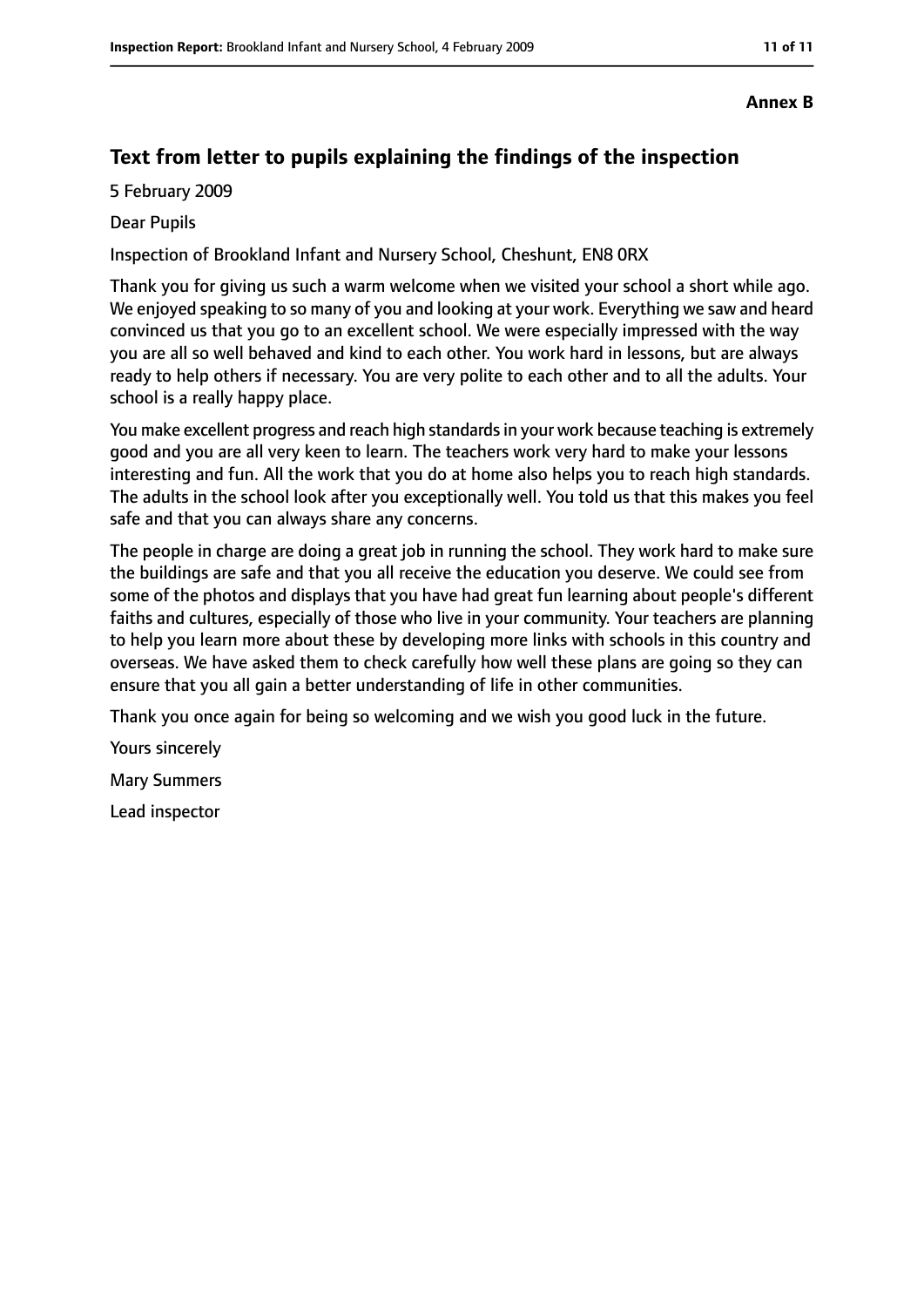**Annex B**

## Text from letter to pupils explaining the findings of the inspection

5 February 2009

Dear Pupils

Inspection of Brookland Infant and Nursery School, Cheshunt, EN8 0RX

Thank you for giving us such a warm welcome when we visited your school a short while ago. We enjoyed speaking to so many of you and looking at your work. Everything we saw and heard convinced us that you go to an excellent school. We were especially impressed with the way you are all so well behaved and kind to each other. You work hard in lessons, but are always ready to help others if necessary. You are very polite to each other and to all the adults. Your school is a really happy place.

You make excellent progress and reach high standards in your work because teaching is extremely good and you are all very keen to learn. The teachers work very hard to make your lessons interesting and fun. All the work that you do at home also helps you to reach high standards. The adults in the school look after you exceptionally well. You told us that this makes you feel safe and that you can always share any concerns.

The people in charge are doing a great job in running the school. They work hard to make sure the buildings are safe and that you all receive the education you deserve. We could see from some of the photos and displays that you have had great fun learning about people's different faiths and cultures, especially of those who live in your community. Your teachers are planning to help you learn more about these by developing more links with schools in this country and overseas. We have asked them to check carefully how well these plans are going so they can ensure that you all gain a better understanding of life in other communities.

Thank you once again for being so welcoming and we wish you good luck in the future.

Yours sincerely

Mary Summers

Lead inspector